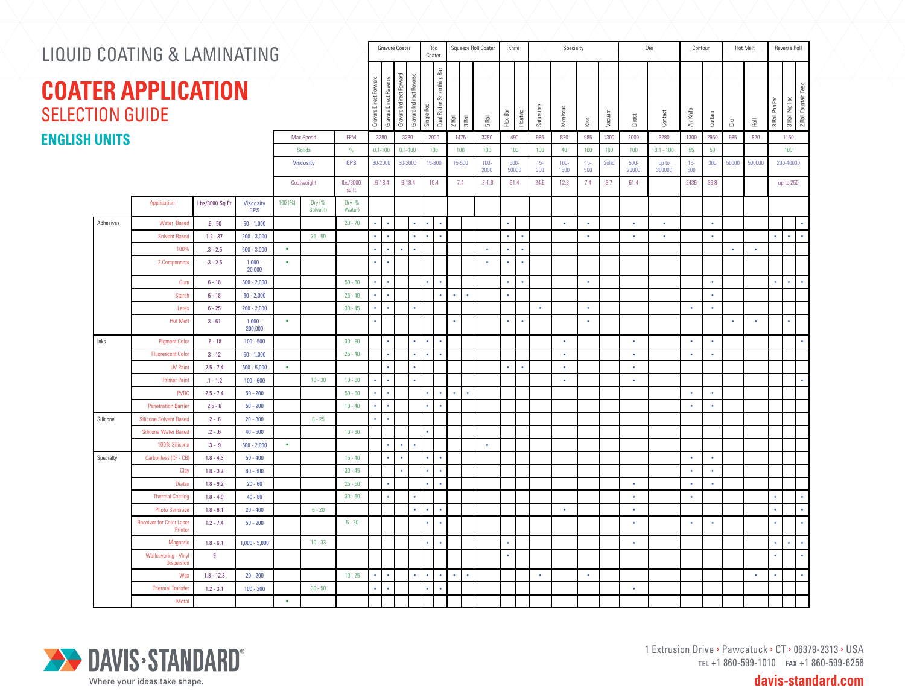# LIQUID COATING & LAMINATING

# COATER APPLICATION SELECTION GUIDE

## ENGLISH UNITS

| | | | | | | | Gravure Coater | | | | Rod Coater | | Squeeze Roll Coater | | | Knife | | Specialty | | | | Die | | Contour | | Hot Melt | | Reverse Roll | | |
|---|---|---|---|---|---|---|---|---|---|---|---|---|---|---|---|---|---|---|---|---|---|---|---|---|---|---|---|---|---|---|
| | | | | | | | Gravure Direct Forward | Gravure Direct Reverse | Gravure Indirect Forward | Gravure Indirect Reverse | Single Rod | Dual Rod or Smoothing Bar | 2 Roll | 3 Roll | 5 Roll | Flex Bar | Floating | Saturators | Meniscus | Kiss | Vacuum | Direct | Contact | Air Knife | Curtain | Die | Roll | 3 Roll Pan Fed | 3 Roll Nip Fed | 2 Roll Fountain Feed |
| | | | | Max Speed | | FPM | 3280 | | 3280 | | 2000 | | 1475 | | 3280 | 490 | | 985 | 820 | 985 | 1300 | 2000 | 3280 | 1300 | 2950 | 985 | 820 | 1150 | | |
| | | | | Solids | | % | 0.1-100 | | 0.1-100 | | 100 | | 100 | | 100 | 100 | | 100 | 40 | 100 | 100 | 100 | 0.1 - 100 | 55 | 50 | | | 100 | | |
| | | | | Viscosity | | CPS | 30-2000 | | 30-2000 | | 15-800 | | 15-500 | | 100-2000 | 500-50000 | | 15-300 | 100-1500 | 15-500 | Solid | 500-20000 | up to 300000 | 15-500 | 300 | 50000 | 500000 | 200-40000 | | |
| | | | | Coatweight | | lbs/3000 sq ft | .6-18.4 | | .6-18.4 | | 15.4 | | 7.4 | | 3-1.8 | 61.4 | | 24.6 | 12.3 | 7.4 | 3.7 | 61.4 | | 2436 | 36.8 | | | up to 250 | | |
| | Application | Lbs/3000 Sq Ft | Viscosity CPS | 100 (%) | Dry (% Solvent) | Dry (% Water) | | | | | | | | | | | | | | | | | | | | | | | | |
| Adhesives | Water Based | .6 - 50 | 50 - 1,000 | | | 20 - 70 | • | • | | • | • | • | | | | • | | | • | • | | • | • | | • | | | | | • |
| | Solvent Based | 1.2 - 37 | 200 - 3,000 | | 25 - 50 | | • | • | | • | • | • | | | | • | • | | | • | | • | • | | • | | | • | • | • |
| | 100% | .3 - 2.5 | 500 - 3,000 | • | | | • | • | • | • | | | | | • | • | • | | | | | | | | | • | • | | | |
| | 2 Components | .3 - 2.5 | 1,000 - 20,000 | • | | | • | • | | | | | | | • | • | • | | | | | | | | | | | | | |
| | Gum | 6 - 18 | 500 - 2,000 | | | 50 - 80 | • | • | | | • | • | | | | • | • | | | • | | | | | • | | | • | • | • |
| | Starch | 6 - 18 | 50 - 2,000 | | | 25 - 40 | • | • | | | | • | • | • | | • | | | | | | | | | • | | | | | |
| | Latex | 6 - 25 | 200 - 2,000 | | | 30 - 45 | • | • | | • | | | | | | | | • | | • | | | | • | • | | | | | |
| | Hot Melt | 3 - 61 | 1,000 - 200,000 | • | | | • | | | | | | • | | | • | • | | | • | | | | | | • | • | | • | |
| Inks | Pigment Color | .6 - 18 | 100 - 500 | | | 30 - 60 | | • | | • | • | • | | | | | | | • | | | • | | • | • | | | | | • |
| | Fluorescent Color | 3 - 12 | 50 - 1,000 | | | 25 - 40 | | • | | • | • | • | | | | | | | • | | | • | | • | • | | | | | |
| | UV Paint | 2.5 - 7.4 | 500 - 5,000 | • | | | | • | | • | | | | | | • | • | | • | | | • | | | | | | | | |
| | Primer Paint | .1 - 1.2 | 100 - 600 | | 10 - 30 | 10 - 60 | • | • | | • | | | | | | | | | • | | | • | | | | | | | | • |
| | PVDC | 2.5 - 7.4 | 50 - 200 | | | 50 - 60 | • | • | | | • | • | • | • | | | | | | | | | | • | • | | | | | |
| | Penetration Barrier | 2.5 - 6 | 50 - 200 | | | 10 - 40 | • | • | | | • | • | | | | | | | | | | | | • | • | | | | | |
| Silicone | Silicone Solvent Based | .2 - .6 | 20 - 300 | | 6 - 25 | | • | • | | | | | | | | | | | | | | | | | | | | | | |
| | Silicone Water Based | .2 - .6 | 40 - 500 | | | 10 - 30 | | | | | • | | | | | | | | | | | | | | | | | | | |
| | 100% Silicone | .3 - .9 | 500 - 2,000 | • | | | | • | • | • | | | | | • | | | | | | | | | | | | | | | |
| Specialty | Carbonless (CF - CB) | 1.8 - 4.3 | 50 - 400 | | | 15 - 40 | | • | • | | • | • | | | | | | | | | | | | • | • | | | | | |
| | Clay | 1.8 - 3.7 | 80 - 300 | | | 30 - 45 | | | • | | • | • | | | | | | | | | | | | • | • | | | | | |
| | Diatzo | 1.8 - 9.2 | 20 - 60 | | | 25 - 50 | | • | | | • | • | | | | | | | | | | • | | • | • | | | | | |
| | Thermal Coating | 1.8 - 4.9 | 40 - 80 | | | 30 - 50 | | • | | • | | | | | | | | | | | | • | | • | | | | • | | • |
| | Photo Sensitive | 1.8 - 6.1 | 20 - 400 | | 6 - 20 | | | | | • | • | • | | | | | | | • | | | • | | | | | | • | | • |
| | Receiver for Color Laser Printer | 1.2 - 7.4 | 50 - 200 | | | 5 - 30 | | | | | • | • | | | | | | | | | | • | | • | • | | | • | | • |
| | Magnetic | 1.8 - 6.1 | 1,000 - 5,000 | | 10 - 33 | | | | | | • | • | | | | • | | | | | | • | | | | | | • | • | • |
| | Wallcovering - Vinyl Dispersion | 9 | | | | | | | | | | | | | | • | | | | | | | | | | | | • | | • |
| | Wax | 1.8 - 12.3 | 20 - 200 | | | 10 - 25 | • | • | | • | • | • | • | • | | | | • | | • | | | | | | | • | • | | • |
| | Thermal Transfer | 1.2 - 3.1 | 100 - 200 | | 30 - 50 | | • | • | | | • | • | | | | | | | | | | • | | | | | | | | |
| | Metal | | | • | | | | | | | | | | | | | | | | | | | | | | | | | | |

DAVIS-STANDARD®
Where your ideas take shape.

1 Extrusion Drive › Pawcatuck › CT › 06379-2313 › USA
TEL +1 860-599-1010 FAX +1 860-599-6258
davis-standard.com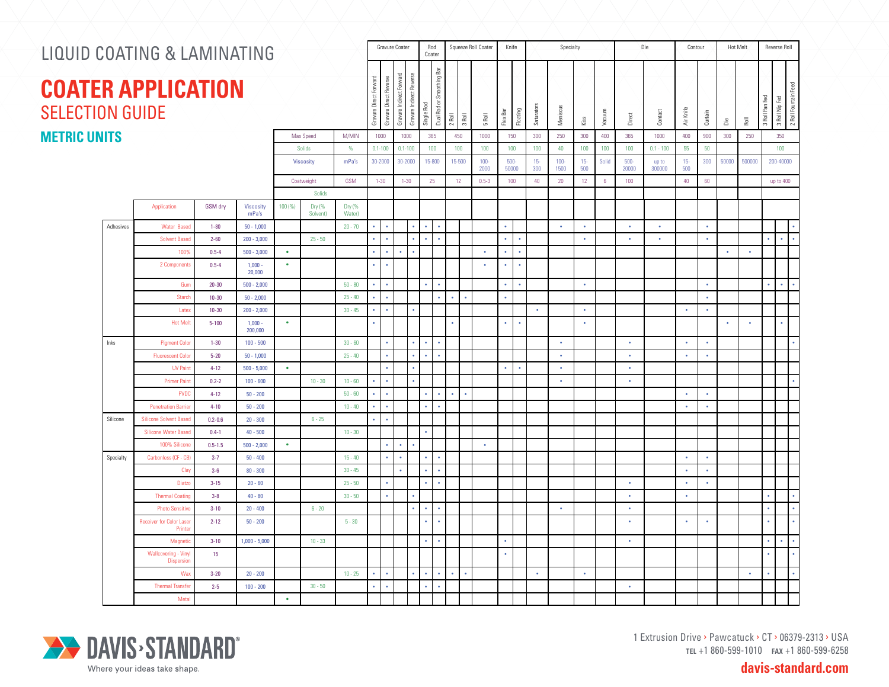# LIQUID COATING & LAMINATING

# COATER APPLICATION

## SELECTION GUIDE

### METRIC UNITS

| | | | | | | | Gravure Coater | | | | Rod Coater | | Squeeze Roll Coater | | | Knife | | Specialty | | | | Die | | Contour | | Hot Melt | | Reverse Roll | | |
|---|---|---|---|---|---|---|---|---|---|---|---|---|---|---|---|---|---|---|---|---|---|---|---|---|---|---|---|---|---|---|
| | | | | | | | Gravure Direct Forward | Gravure Direct Reverse | Gravure Indirect Forward | Gravure Indirect Reverse | Single Rod | Dual Rod or Smoothing Bar | 2 Roll | 3 Roll | 5 Roll | Flex Bar | Floating | Saturators | Meniscus | Kiss | Vacuum | Direct | Contact | Air Knife | Curtain | Die | Roll | 3 Roll Pan Fed | 3 Roll Nip Fed | 2 Roll Fountain Feed |
| | | | | Max Speed | | M/MIN | 1000 | | 1000 | | 365 | | 450 | | 1000 | 150 | | 300 | 250 | 300 | 400 | 365 | 1000 | 400 | 900 | 300 | 250 | 350 | | |
| | | | | Solids | | % | 0.1-100 | | 0.1-100 | | 100 | | 100 | | 100 | 100 | | 100 | 40 | 100 | 100 | 100 | 0.1 - 100 | 55 | 50 | | | 100 | | |
| | | | | Viscosity | | mPa's | 30-2000 | | 30-2000 | | 15-800 | | 15-500 | | 100-2000 | 500-50000 | | 15-300 | 100-1500 | 15-500 | Solid | 500-20000 | up to 300000 | 15-500 | 300 | 50000 | 500000 | 200-40000 | | |
| | | | | Coatweight | | GSM | 1-30 | | 1-30 | | 25 | | 12 | | 0.5-3 | 100 | | 40 | 20 | 12 | 6 | 100 | | 40 | 60 | | | up to 400 | | |
| | | | | Solids | | | | | | | | | | | | | | | | | | | | | | | | | | |
| | Application | GSM dry | Viscosity mPa's | 100 (%) | Dry (% Solvent) | Dry (% Water) | | | | | | | | | | | | | | | | | | | | | | | | |
| Adhesives | Water Based | 1-80 | 50 - 1,000 | | | 20 - 70 | • | • | | • | • | • | | | | • | | | • | • | | • | • | | • | | | | | • |
| | Solvent Based | 2-60 | 200 - 3,000 | | 25 - 50 | | • | • | | • | • | • | | | | • | • | | | • | | • | • | | • | | | • | • | • |
| | 100% | 0.5-4 | 500 - 3,000 | • | | | • | • | • | • | | | | | • | • | • | | | | | | | | | • | • | | | |
| | 2 Components | 0.5-4 | 1,000 - 20,000 | • | | | • | • | | | | | | | • | • | • | | | | | | | | | | | | | |
| | Gum | 20-30 | 500 - 2,000 | | | 50 - 80 | • | • | | | • | • | | | | • | • | | | • | | | | | • | | | • | • | • |
| | Starch | 10-30 | 50 - 2,000 | | | 25 - 40 | • | • | | | | • | • | • | | • | | | | | | | | | • | | | | | |
| | Latex | 10-30 | 200 - 2,000 | | | 30 - 45 | • | • | | • | | | | | | | | • | | • | | | | • | • | | | | | |
| | Hot Melt | 5-100 | 1,000 - 200,000 | • | | | • | | | | | | • | | | • | • | | | • | | | | | | • | • | | • | |
| Inks | Pigment Color | 1-30 | 100 - 500 | | | 30 - 60 | | • | | • | • | • | | | | | | | • | | | • | | • | • | | | | | • |
| | Fluorescent Color | 5-20 | 50 - 1,000 | | | 25 - 40 | | • | | • | • | • | | | | | | | • | | | • | | • | • | | | | | |
| | UV Paint | 4-12 | 500 - 5,000 | • | | | | • | | • | | | | | | • | • | | • | | | • | | | | | | | | |
| | Primer Paint | 0.2-2 | 100 - 600 | | 10 - 30 | 10 - 60 | • | • | | • | | | | | | | | | • | | | • | | | | | | | | • |
| | PVDC | 4-12 | 50 - 200 | | | 50 - 60 | • | • | | | • | • | • | • | | | | | | | | | | • | • | | | | | |
| | Penetration Barrier | 4-10 | 50 - 200 | | | 10 - 40 | • | • | | | • | • | | | | | | | | | | | | • | • | | | | | |
| Silicone | Silicone Solvent Based | 0.2-0.6 | 20 - 300 | | 6 - 25 | | • | • | | | | | | | | | | | | | | | | | | | | | | |
| | Silicone Water Based | 0.4-1 | 40 - 500 | | | 10 - 30 | | | | | • | | | | | | | | | | | | | | | | | | | |
| | 100% Silicone | 0.5-1.5 | 500 - 2,000 | • | | | | • | • | • | | | | | • | | | | | | | | | | | | | | | |
| Specialty | Carbonless (CF - CB) | 3-7 | 50 - 400 | | | 15 - 40 | | • | • | | • | • | | | | | | | | | | | | • | • | | | | | |
| | Clay | 3-6 | 80 - 300 | | | 30 - 45 | | | • | | • | • | | | | | | | | | | | | • | • | | | | | |
| | Diatzo | 3-15 | 20 - 60 | | | 25 - 50 | | • | | | • | • | | | | | | | | | | • | | • | • | | | | | |
| | Thermal Coating | 3-8 | 40 - 80 | | | 30 - 50 | | • | | • | | | | | | | | | | | | • | | • | | | | • | | • |
| | Photo Sensitive | 3-10 | 20 - 400 | | 6 - 20 | | | | | • | • | • | | | | | | | • | | | • | | | | | | • | | • |
| | Receiver for Color Laser Printer | 2-12 | 50 - 200 | | | 5 - 30 | | | | | • | • | | | | | | | | | | • | | • | • | | | • | | • |
| | Magnetic | 3-10 | 1,000 - 5,000 | | 10 - 33 | | | | | | • | • | | | | • | | | | | | • | | | | | | • | • | • |
| | Wallcovering - Vinyl Dispersion | 15 | | | | | | | | | | | | | | • | | | | | | | | | | | | • | | • |
| | Wax | 3-20 | 20 - 200 | | | 10 - 25 | • | • | | • | • | • | • | • | | | | • | | • | | | | | | | • | • | | • |
| | Thermal Transfer | 2-5 | 100 - 200 | | 30 - 50 | | • | • | | | • | • | | | | | | | | | | • | | | | | | | | |
| | Metal | | | • | | | | | | | | | | | | | | | | | | | | | | | | | | |

DAVIS-STANDARD®

Where your ideas take shape.

1 Extrusion Drive › Pawcatuck › CT › 06379-2313 › USA

TEL +1 860-599-1010 FAX +1 860-599-6258

davis-standard.com